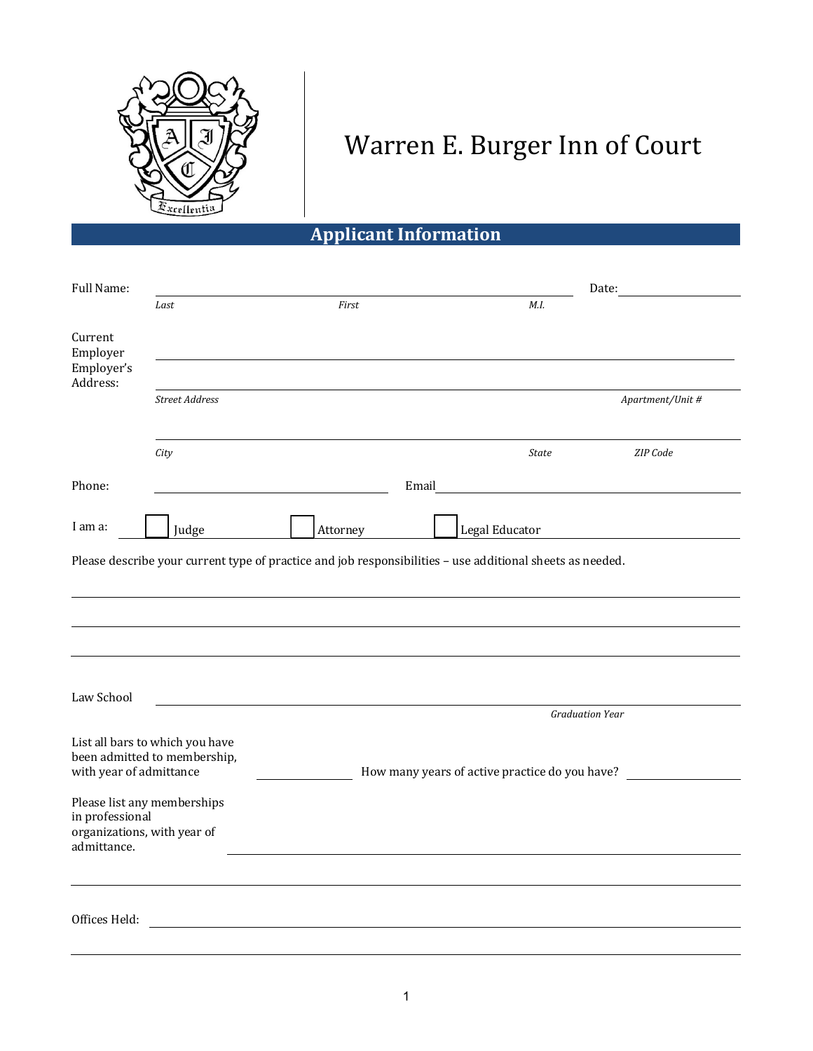# Warren E. Burger Inn of Court

## Applicant Information

Full Name: ______________________________________________ Date: ______________

*Last* *First* *M.I.*

Current Employer ______________________________________________

Employer's Address: ______________________________________________

*Street Address* *Apartment/Unit #*

______________________________________________

*City* *State* *ZIP Code*

Phone: ______________________ Email ______________________

I am a: ☐ Judge ☐ Attorney ☐ Legal Educator

Please describe your current type of practice and job responsibilities – use additional sheets as needed.

______________________________________________

______________________________________________

______________________________________________

Law School ______________________________________________

*Graduation Year*

List all bars to which you have been admitted to membership, with year of admittance ______________ How many years of active practice do you have? ______________

Please list any memberships in professional organizations, with year of admittance. ______________________________________________

______________________________________________

Offices Held: ______________________________________________

______________________________________________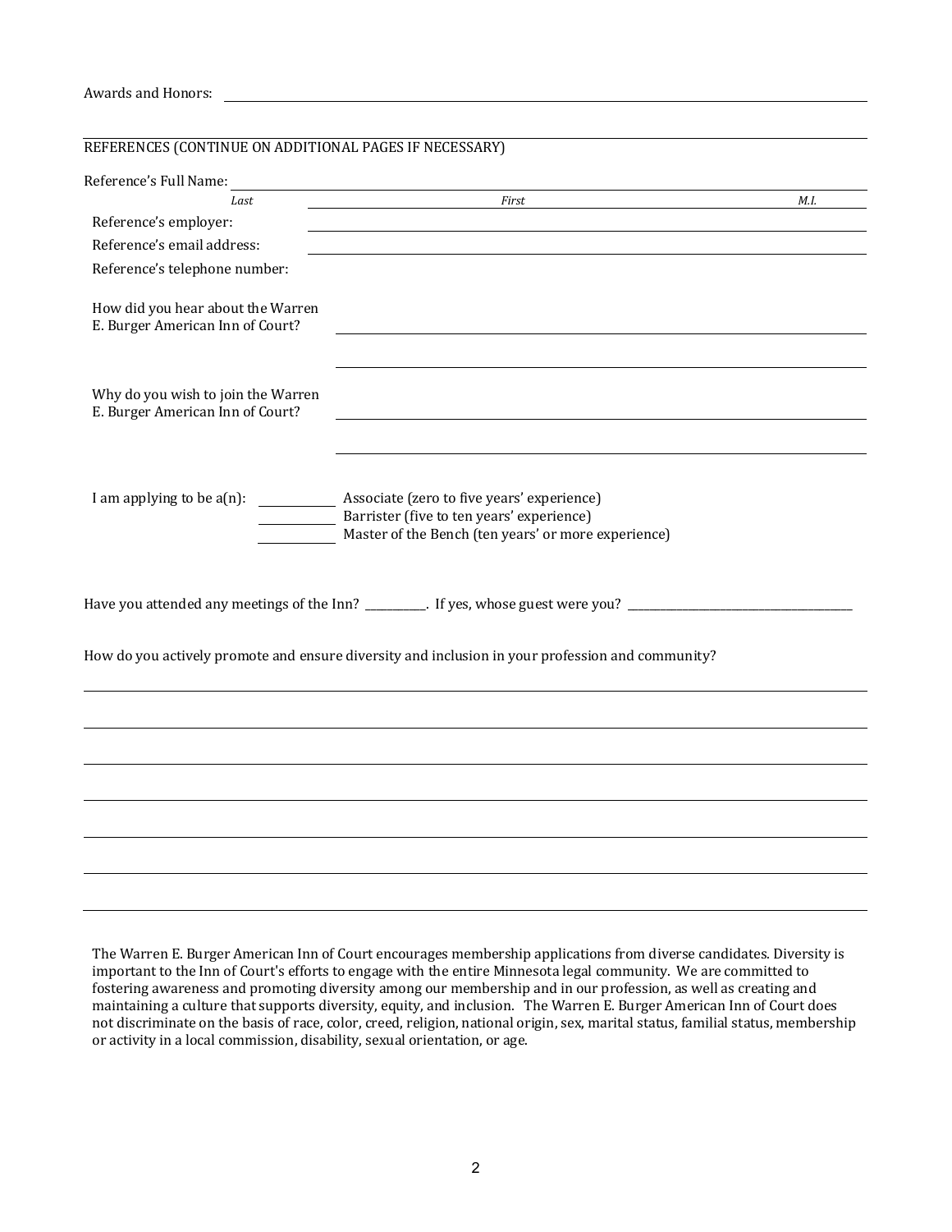Awards and Honors: ______________________________________________

REFERENCES (CONTINUE ON ADDITIONAL PAGES IF NECESSARY)

Reference's Full Name: ______________________________________________

*Last* *First* *M.I.*

Reference's employer: ______________________________________________

Reference's email address: ______________________________________________

Reference's telephone number:

How did you hear about the Warren E. Burger American Inn of Court? ______________________________________________

______________________________________________

Why do you wish to join the Warren E. Burger American Inn of Court? ______________________________________________

______________________________________________

I am applying to be a(n): ________ Associate (zero to five years' experience)

________ Barrister (five to ten years' experience)

________ Master of the Bench (ten years' or more experience)

Have you attended any meetings of the Inn? __________. If yes, whose guest were you? ______________________________________

How do you actively promote and ensure diversity and inclusion in your profession and community?

______________________________________________

______________________________________________

______________________________________________

______________________________________________

______________________________________________

______________________________________________

______________________________________________

The Warren E. Burger American Inn of Court encourages membership applications from diverse candidates. Diversity is important to the Inn of Court's efforts to engage with the entire Minnesota legal community. We are committed to fostering awareness and promoting diversity among our membership and in our profession, as well as creating and maintaining a culture that supports diversity, equity, and inclusion. The Warren E. Burger American Inn of Court does not discriminate on the basis of race, color, creed, religion, national origin, sex, marital status, familial status, membership or activity in a local commission, disability, sexual orientation, or age.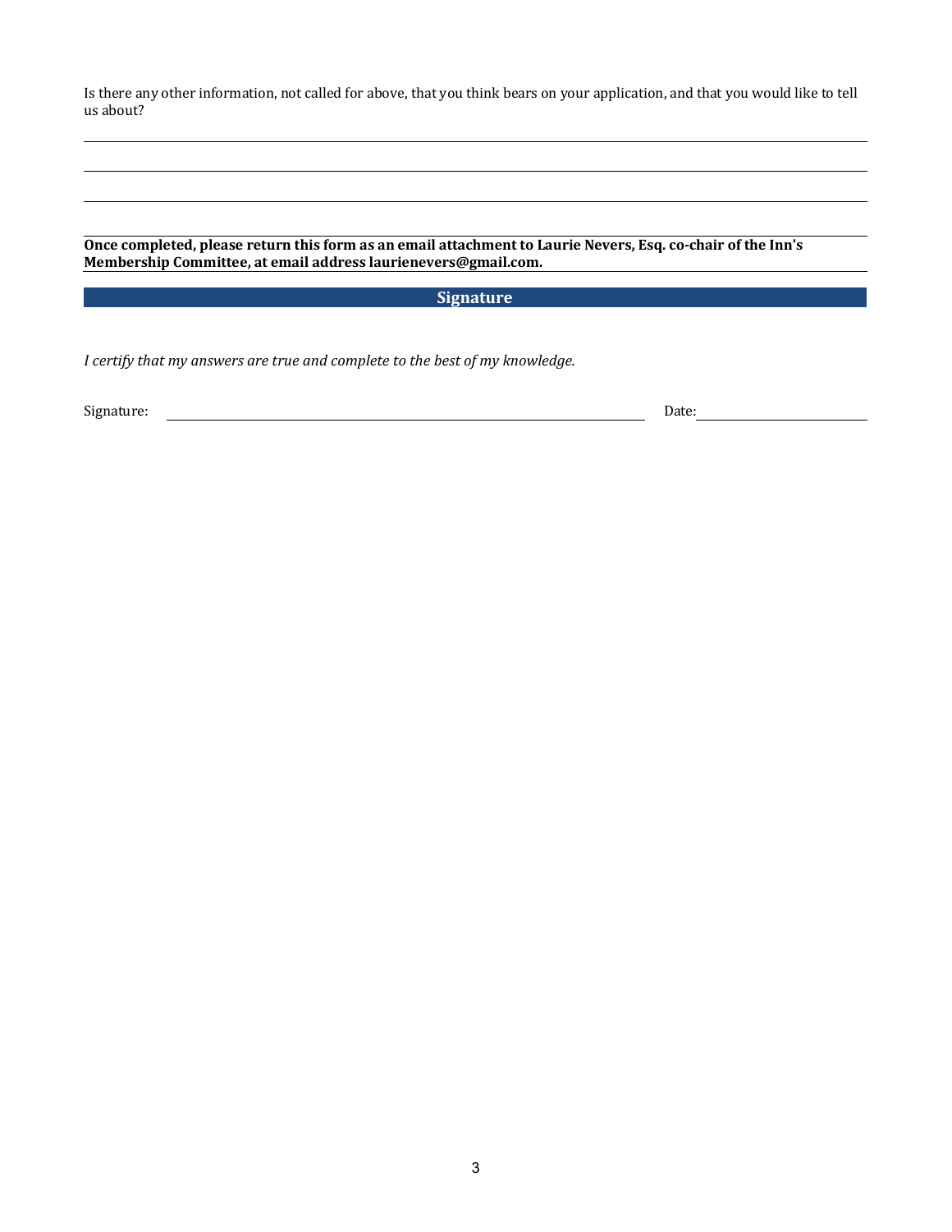Is there any other information, not called for above, that you think bears on your application, and that you would like to tell us about?

**Once completed, please return this form as an email attachment to Laurie Nevers, Esq. co-chair of the Inn's Membership Committee, at email address laurienevers@gmail.com.**

## Signature

*I certify that my answers are true and complete to the best of my knowledge.*

Signature: ______________________________ Date: ______________